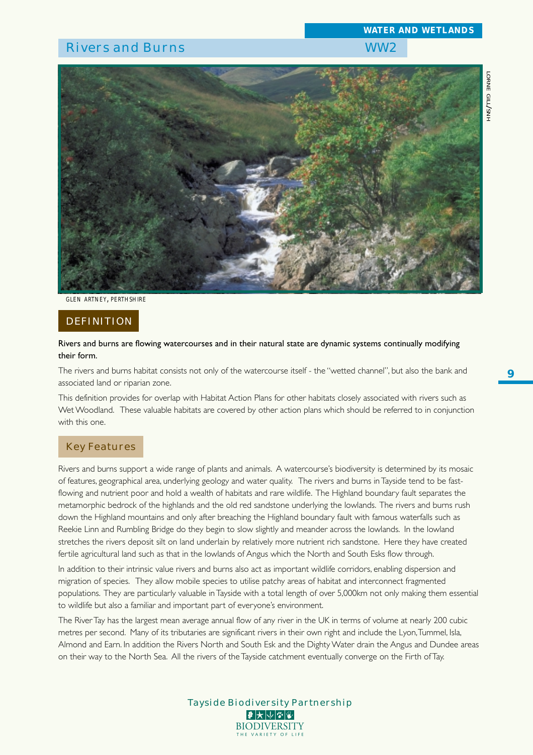WATER AND WETLANDS

# Rivers and Burns

WW2

GLEN ARTNEY, PERTHSHIRE

## DEFINITION

**Rivers and burns are flowing watercourses and in their natural state are dynamic systems continually modifying their form.**

The rivers and burns habitat consists not only of the watercourse itself - the "wetted channel", but also the bank and associated land or riparian zone.

This definition provides for overlap with Habitat Action Plans for other habitats closely associated with rivers such as Wet Woodland. These valuable habitats are covered by other action plans which should be referred to in conjunction with this one.

## Key Features

Rivers and burns support a wide range of plants and animals. A watercourse's biodiversity is determined by its mosaic of features, geographical area, underlying geology and water quality. The rivers and burns in Tayside tend to be fast-flowing and nutrient poor and hold a wealth of habitats and rare wildlife. The Highland boundary fault separates the metamorphic bedrock of the highlands and the old red sandstone underlying the lowlands. The rivers and burns rush down the Highland mountains and only after breaching the Highland boundary fault with famous waterfalls such as Reekie Linn and Rumbling Bridge do they begin to slow slightly and meander across the lowlands. In the lowland stretches the rivers deposit silt on land underlain by relatively more nutrient rich sandstone. Here they have created fertile agricultural land such as that in the lowlands of Angus which the North and South Esks flow through.

In addition to their intrinsic value rivers and burns also act as important wildlife corridors, enabling dispersion and migration of species. They allow mobile species to utilise patchy areas of habitat and interconnect fragmented populations. They are particularly valuable in Tayside with a total length of over 5,000km not only making them essential to wildlife but also a familiar and important part of everyone's environment.

The River Tay has the largest mean average annual flow of any river in the UK in terms of volume at nearly 200 cubic metres per second. Many of its tributaries are significant rivers in their own right and include the Lyon, Tummel, Isla, Almond and Earn. In addition the Rivers North and South Esk and the Dighty Water drain the Angus and Dundee areas on their way to the North Sea. All the rivers of the Tayside catchment eventually converge on the Firth of Tay.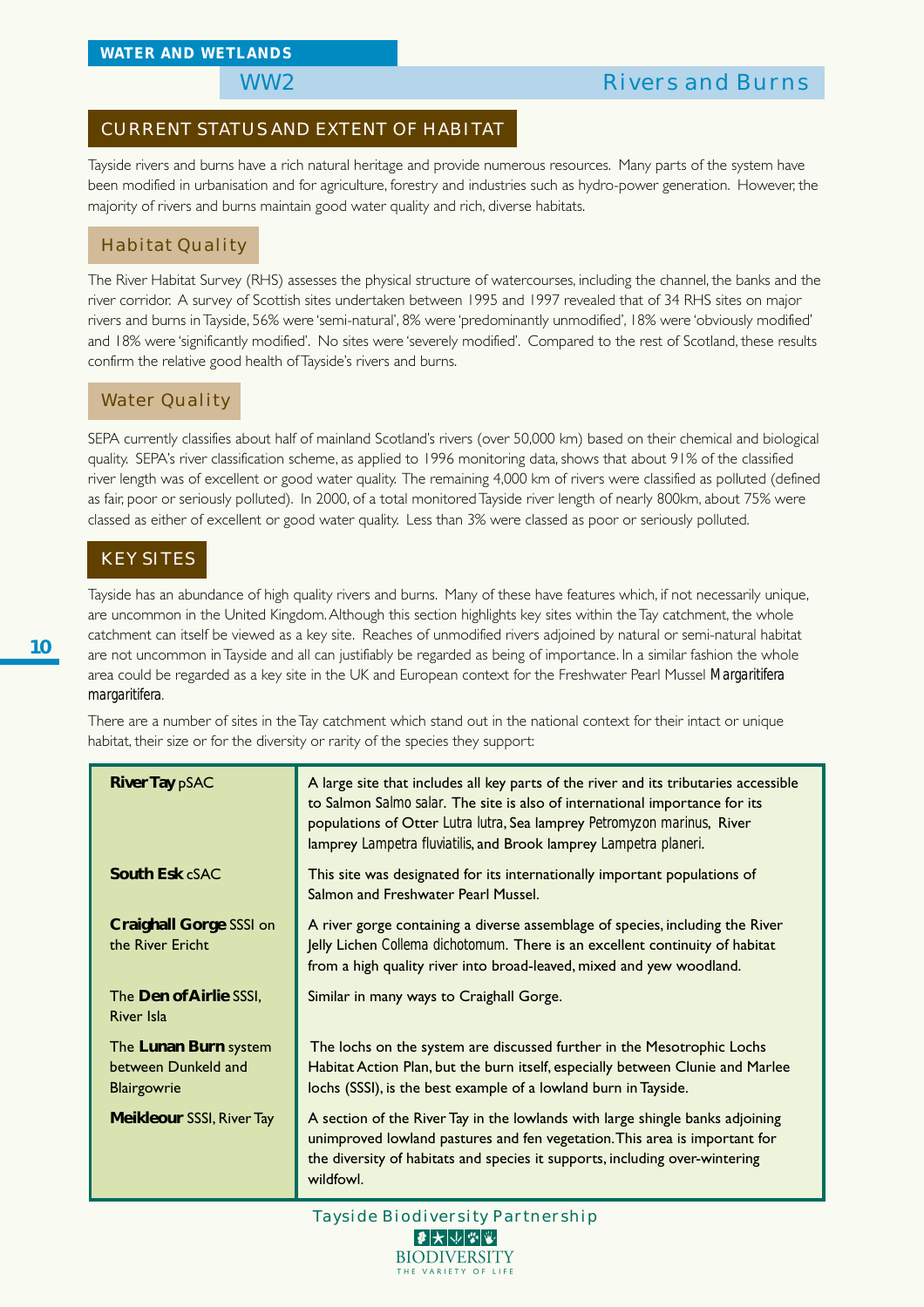WATER AND WETLANDS

# WW2 Rivers and Burns

## CURRENT STATUS AND EXTENT OF HABITAT

Tayside rivers and burns have a rich natural heritage and provide numerous resources. Many parts of the system have been modified in urbanisation and for agriculture, forestry and industries such as hydro-power generation. However, the majority of rivers and burns maintain good water quality and rich, diverse habitats.

### Habitat Quality

The River Habitat Survey (RHS) assesses the physical structure of watercourses, including the channel, the banks and the river corridor. A survey of Scottish sites undertaken between 1995 and 1997 revealed that of 34 RHS sites on major rivers and burns in Tayside, 56% were 'semi-natural', 8% were 'predominantly unmodified', 18% were 'obviously modified' and 18% were 'significantly modified'. No sites were 'severely modified'. Compared to the rest of Scotland, these results confirm the relative good health of Tayside's rivers and burns.

### Water Quality

SEPA currently classifies about half of mainland Scotland's rivers (over 50,000 km) based on their chemical and biological quality. SEPA's river classification scheme, as applied to 1996 monitoring data, shows that about 91% of the classified river length was of excellent or good water quality. The remaining 4,000 km of rivers were classified as polluted (defined as fair, poor or seriously polluted). In 2000, of a total monitored Tayside river length of nearly 800km, about 75% were classed as either of excellent or good water quality. Less than 3% were classed as poor or seriously polluted.

## KEY SITES

Tayside has an abundance of high quality rivers and burns. Many of these have features which, if not necessarily unique, are uncommon in the United Kingdom. Although this section highlights key sites within the Tay catchment, the whole catchment can itself be viewed as a key site. Reaches of unmodified rivers adjoined by natural or semi-natural habitat are not uncommon in Tayside and all can justifiably be regarded as being of importance. In a similar fashion the whole area could be regarded as a key site in the UK and European context for the Freshwater Pearl Mussel *Margaritifera margaritifera*.

There are a number of sites in the Tay catchment which stand out in the national context for their intact or unique habitat, their size or for the diversity or rarity of the species they support:

| Site | Description |
|---|---|
| **River Tay** pSAC | A large site that includes all key parts of the river and its tributaries accessible to Salmon *Salmo salar*. The site is also of international importance for its populations of Otter *Lutra lutra*, Sea lamprey *Petromyzon marinus*, River lamprey *Lampetra fluviatilis*, and Brook lamprey *Lampetra planeri*. |
| **South Esk** cSAC | This site was designated for its internationally important populations of Salmon and Freshwater Pearl Mussel. |
| **Craighall Gorge** SSSI on the River Ericht | A river gorge containing a diverse assemblage of species, including the River Jelly Lichen *Collema dichotomum*. There is an excellent continuity of habitat from a high quality river into broad-leaved, mixed and yew woodland. |
| The **Den of Airlie** SSSI, River Isla | Similar in many ways to Craighall Gorge. |
| The **Lunan Burn** system between Dunkeld and Blairgowrie | The lochs on the system are discussed further in the Mesotrophic Lochs Habitat Action Plan, but the burn itself, especially between Clunie and Marlee lochs (SSSI), is the best example of a lowland burn in Tayside. |
| **Meikleour** SSSI, River Tay | A section of the River Tay in the lowlands with large shingle banks adjoining unimproved lowland pastures and fen vegetation. This area is important for the diversity of habitats and species it supports, including over-wintering wildfowl. |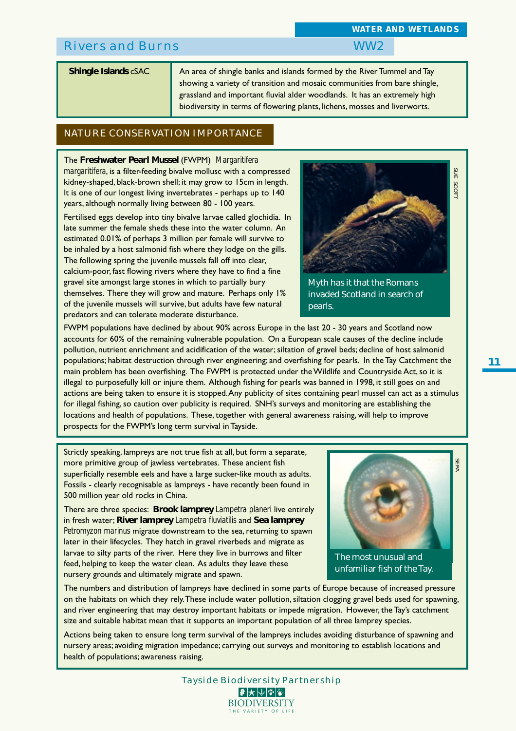## Rivers and Burns

WW2

| **Shingle Islands** cSAC | An area of shingle banks and islands formed by the River Tummel and Tay showing a variety of transition and mosaic communities from bare shingle, grassland and important fluvial alder woodlands. It has an extremely high biodiversity in terms of flowering plants, lichens, mosses and liverworts. |
| --- | --- |

## NATURE CONSERVATION IMPORTANCE

The **Freshwater Pearl Mussel** (FWPM) *Margaritifera margaritifera*, is a filter-feeding bivalve mollusc with a compressed kidney-shaped, black-brown shell; it may grow to 15cm in length. It is one of our longest living invertebrates - perhaps up to 140 years, although normally living between 80 - 100 years.

Fertilised eggs develop into tiny bivalve larvae called glochidia. In late summer the female sheds these into the water column. An estimated 0.01% of perhaps 3 million per female will survive to be inhaled by a host salmonid fish where they lodge on the gills. The following spring the juvenile mussels fall off into clear, calcium-poor, fast flowing rivers where they have to find a fine gravel site amongst large stones in which to partially bury themselves. There they will grow and mature. Perhaps only 1% of the juvenile mussels will survive, but adults have few natural predators and can tolerate moderate disturbance.

SUE SCOTT

Myth has it that the Romans invaded Scotland in search of pearls.

FWPM populations have declined by about 90% across Europe in the last 20 - 30 years and Scotland now accounts for 60% of the remaining vulnerable population. On a European scale causes of the decline include pollution, nutrient enrichment and acidification of the water; siltation of gravel beds; decline of host salmonid populations; habitat destruction through river engineering; and overfishing for pearls. In the Tay Catchment the main problem has been overfishing. The FWPM is protected under the Wildlife and Countryside Act, so it is illegal to purposefully kill or injure them. Although fishing for pearls was banned in 1998, it still goes on and actions are being taken to ensure it is stopped. Any publicity of sites containing pearl mussel can act as a stimulus for illegal fishing, so caution over publicity is required. SNH's surveys and monitoring are establishing the locations and health of populations. These, together with general awareness raising, will help to improve prospects for the FWPM's long term survival in Tayside.

Strictly speaking, lampreys are not true fish at all, but form a separate, more primitive group of jawless vertebrates. These ancient fish superficially resemble eels and have a large sucker-like mouth as adults. Fossils - clearly recognisable as lampreys - have recently been found in 500 million year old rocks in China.

There are three species: **Brook lamprey** *Lampetra planeri* live entirely in fresh water; **River lamprey** *Lampetra fluviatilis* and **Sea lamprey** *Petromyzon marinus* migrate downstream to the sea, returning to spawn later in their lifecycles. They hatch in gravel riverbeds and migrate as larvae to silty parts of the river. Here they live in burrows and filter feed, helping to keep the water clean. As adults they leave these nursery grounds and ultimately migrate and spawn.

SEPA

The most unusual and unfamiliar fish of the Tay.

The numbers and distribution of lampreys have declined in some parts of Europe because of increased pressure on the habitats on which they rely. These include water pollution, siltation clogging gravel beds used for spawning, and river engineering that may destroy important habitats or impede migration. However, the Tay's catchment size and suitable habitat mean that it supports an important population of all three lamprey species.

Actions being taken to ensure long term survival of the lampreys includes avoiding disturbance of spawning and nursery areas; avoiding migration impedance; carrying out surveys and monitoring to establish locations and health of populations; awareness raising.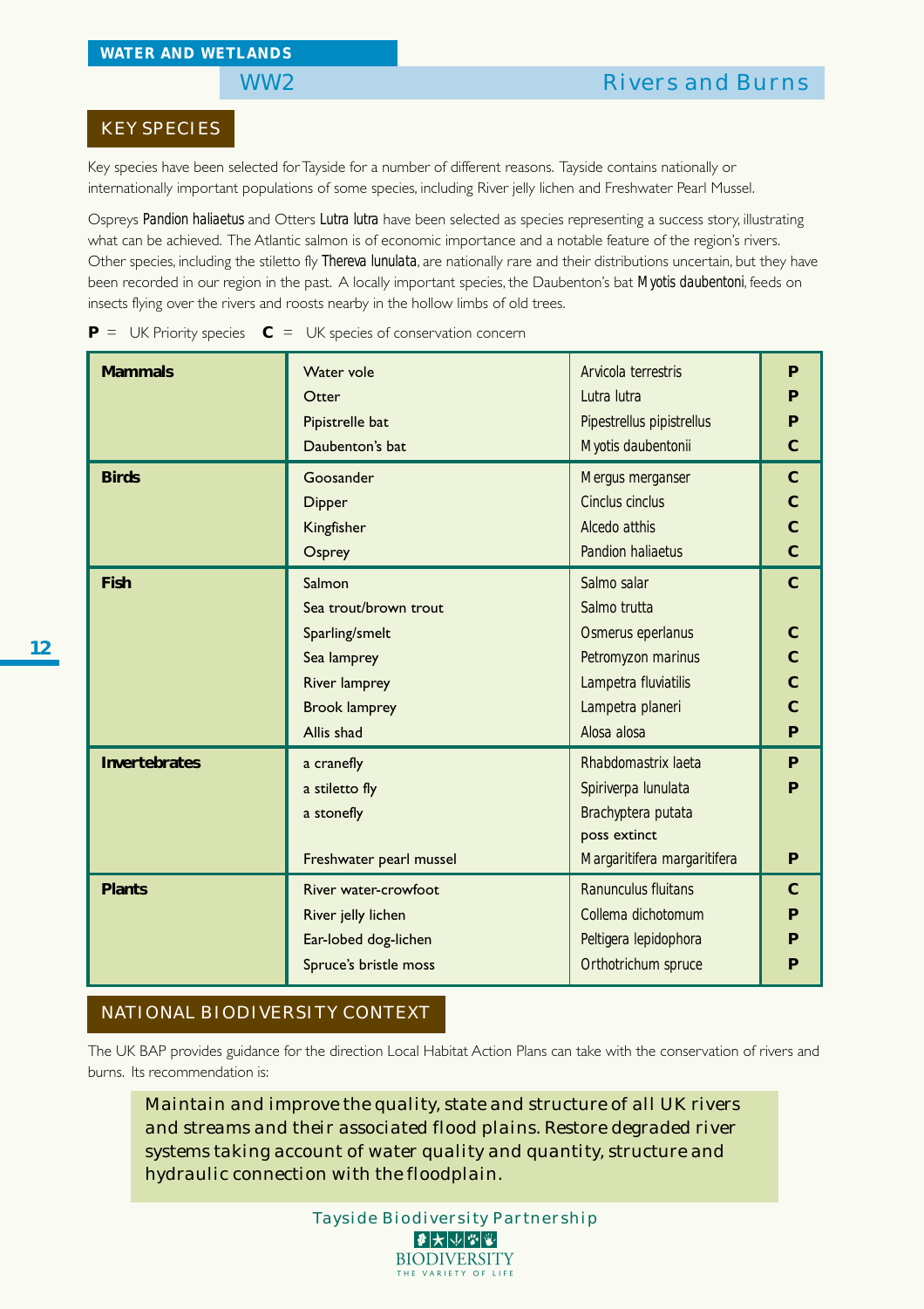WATER AND WETLANDS

# WW2 Rivers and Burns

## KEY SPECIES

Key species have been selected for Tayside for a number of different reasons. Tayside contains nationally or internationally important populations of some species, including River jelly lichen and Freshwater Pearl Mussel.

Ospreys *Pandion haliaetus* and Otters *Lutra lutra* have been selected as species representing a success story, illustrating what can be achieved. The Atlantic salmon is of economic importance and a notable feature of the region's rivers. Other species, including the stiletto fly *Thereva lunulata*, are nationally rare and their distributions uncertain, but they have been recorded in our region in the past. A locally important species, the Daubenton's bat *Myotis daubentoni*, feeds on insects flying over the rivers and roosts nearby in the hollow limbs of old trees.

**P** = UK Priority species **C** = UK species of conservation concern

| Group | Common name | Scientific name | Status |
|---|---|---|---|
| **Mammals** | Water vole | *Arvicola terrestris* | **P** |
| | Otter | *Lutra lutra* | **P** |
| | Pipistrelle bat | *Pipestrellus pipistrellus* | **P** |
| | Daubenton's bat | *Myotis daubentonii* | **C** |
| **Birds** | Goosander | *Mergus merganser* | **C** |
| | Dipper | *Cinclus cinclus* | **C** |
| | Kingfisher | *Alcedo atthis* | **C** |
| | Osprey | *Pandion haliaetus* | **C** |
| **Fish** | Salmon | *Salmo salar* | **C** |
| | Sea trout/brown trout | *Salmo trutta* | |
| | Sparling/smelt | *Osmerus eperlanus* | **C** |
| | Sea lamprey | *Petromyzon marinus* | **C** |
| | River lamprey | *Lampetra fluviatilis* | **C** |
| | Brook lamprey | *Lampetra planeri* | **C** |
| | Allis shad | *Alosa alosa* | **P** |
| **Invertebrates** | a cranefly | *Rhabdomastrix laeta* | **P** |
| | a stiletto fly | *Spiriverpa lunulata* | **P** |
| | a stonefly | *Brachyptera putata* poss extinct | |
| | Freshwater pearl mussel | *Margaritifera margaritifera* | **P** |
| **Plants** | River water-crowfoot | *Ranunculus fluitans* | **C** |
| | River jelly lichen | *Collema dichotomum* | **P** |
| | Ear-lobed dog-lichen | *Peltigera lepidophora* | **P** |
| | Spruce's bristle moss | *Orthotrichum spruce* | **P** |

## NATIONAL BIODIVERSITY CONTEXT

The UK BAP provides guidance for the direction Local Habitat Action Plans can take with the conservation of rivers and burns. Its recommendation is:

> Maintain and improve the quality, state and structure of all UK rivers and streams and their associated flood plains. Restore degraded river systems taking account of water quality and quantity, structure and hydraulic connection with the floodplain.

Tayside Biodiversity Partnership

BIODIVERSITY
THE VARIETY OF LIFE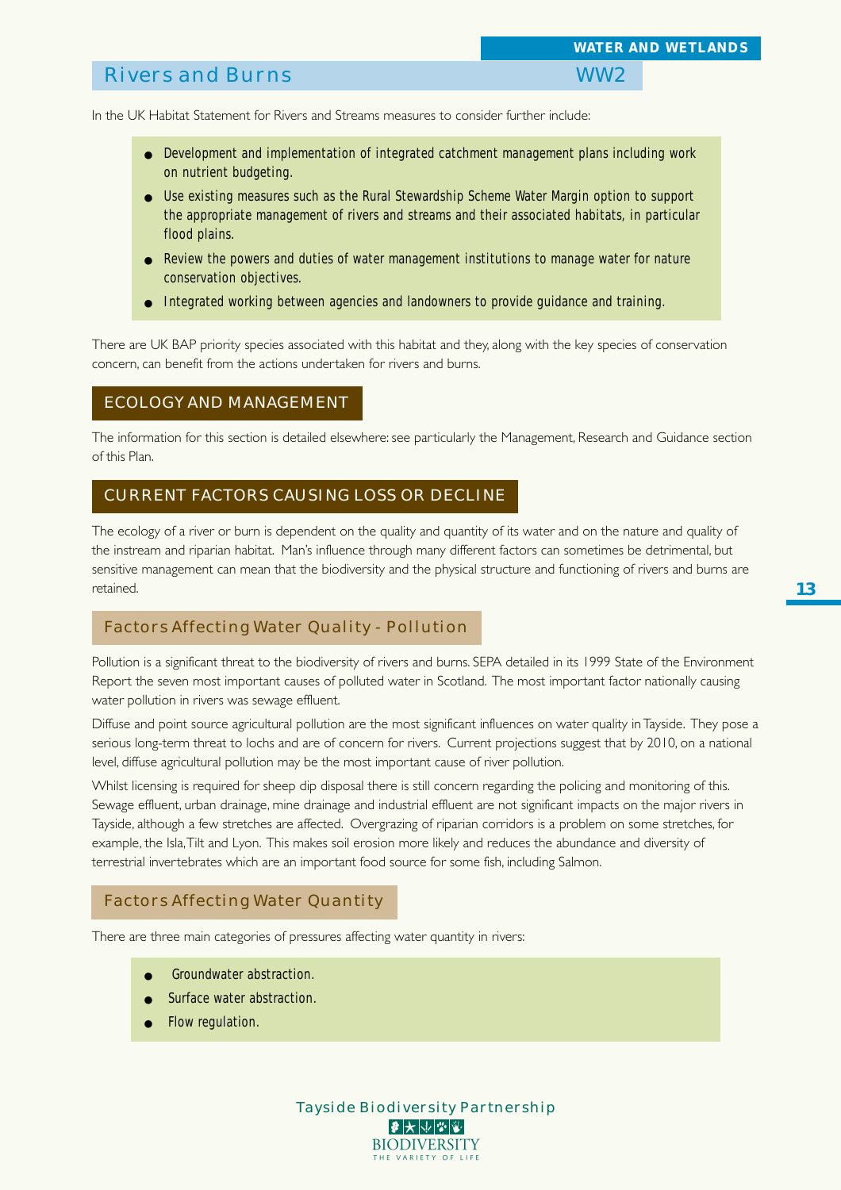## Rivers and Burns WW2

In the UK Habitat Statement for Rivers and Streams measures to consider further include:

- Development and implementation of integrated catchment management plans including work on nutrient budgeting.
- Use existing measures such as the Rural Stewardship Scheme Water Margin option to support the appropriate management of rivers and streams and their associated habitats, in particular flood plains.
- Review the powers and duties of water management institutions to manage water for nature conservation objectives.
- Integrated working between agencies and landowners to provide guidance and training.

There are UK BAP priority species associated with this habitat and they, along with the key species of conservation concern, can benefit from the actions undertaken for rivers and burns.

## ECOLOGY AND MANAGEMENT

The information for this section is detailed elsewhere: see particularly the Management, Research and Guidance section of this Plan.

## CURRENT FACTORS CAUSING LOSS OR DECLINE

The ecology of a river or burn is dependent on the quality and quantity of its water and on the nature and quality of the instream and riparian habitat. Man's influence through many different factors can sometimes be detrimental, but sensitive management can mean that the biodiversity and the physical structure and functioning of rivers and burns are retained.

### Factors Affecting Water Quality - Pollution

Pollution is a significant threat to the biodiversity of rivers and burns. SEPA detailed in its 1999 State of the Environment Report the seven most important causes of polluted water in Scotland. The most important factor nationally causing water pollution in rivers was sewage effluent.

Diffuse and point source agricultural pollution are the most significant influences on water quality in Tayside. They pose a serious long-term threat to lochs and are of concern for rivers. Current projections suggest that by 2010, on a national level, diffuse agricultural pollution may be the most important cause of river pollution.

Whilst licensing is required for sheep dip disposal there is still concern regarding the policing and monitoring of this. Sewage effluent, urban drainage, mine drainage and industrial effluent are not significant impacts on the major rivers in Tayside, although a few stretches are affected. Overgrazing of riparian corridors is a problem on some stretches, for example, the Isla, Tilt and Lyon. This makes soil erosion more likely and reduces the abundance and diversity of terrestrial invertebrates which are an important food source for some fish, including Salmon.

### Factors Affecting Water Quantity

There are three main categories of pressures affecting water quantity in rivers:

- Groundwater abstraction.
- Surface water abstraction.
- Flow regulation.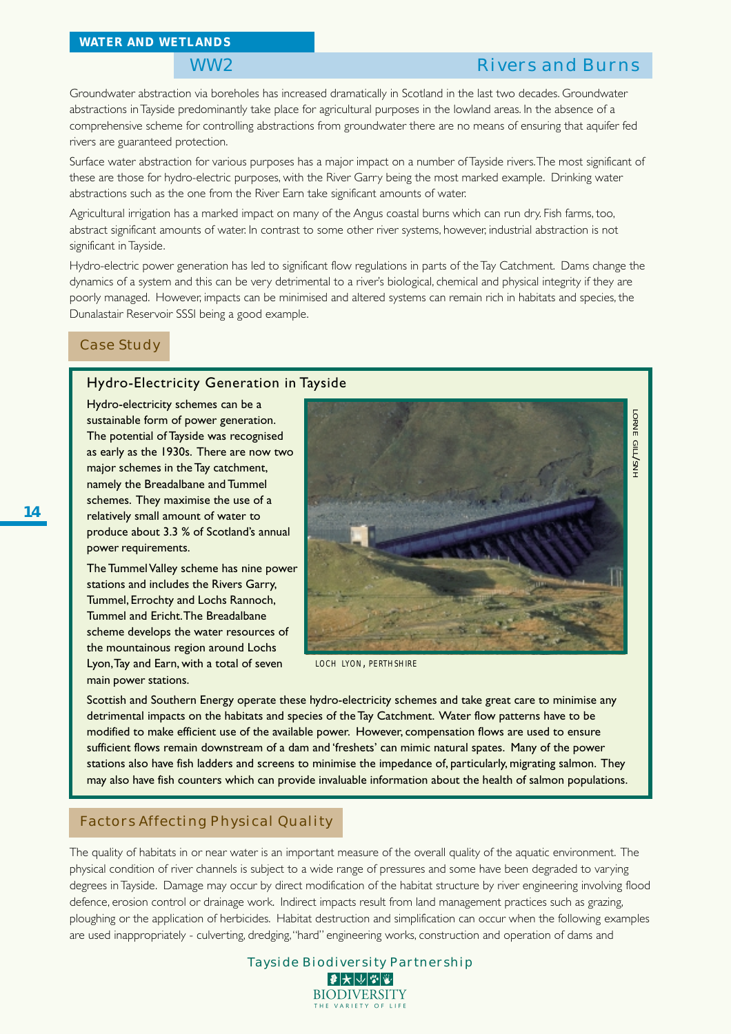## WATER AND WETLANDS

## WW2 Rivers and Burns

Groundwater abstraction via boreholes has increased dramatically in Scotland in the last two decades. Groundwater abstractions in Tayside predominantly take place for agricultural purposes in the lowland areas. In the absence of a comprehensive scheme for controlling abstractions from groundwater there are no means of ensuring that aquifer fed rivers are guaranteed protection.

Surface water abstraction for various purposes has a major impact on a number of Tayside rivers. The most significant of these are those for hydro-electric purposes, with the River Garry being the most marked example. Drinking water abstractions such as the one from the River Earn take significant amounts of water.

Agricultural irrigation has a marked impact on many of the Angus coastal burns which can run dry. Fish farms, too, abstract significant amounts of water. In contrast to some other river systems, however, industrial abstraction is not significant in Tayside.

Hydro-electric power generation has led to significant flow regulations in parts of the Tay Catchment. Dams change the dynamics of a system and this can be very detrimental to a river's biological, chemical and physical integrity if they are poorly managed. However, impacts can be minimised and altered systems can remain rich in habitats and species, the Dunalastair Reservoir SSSI being a good example.

### Case Study

#### Hydro-Electricity Generation in Tayside

Hydro-electricity schemes can be a sustainable form of power generation. The potential of Tayside was recognised as early as the 1930s. There are now two major schemes in the Tay catchment, namely the Breadalbane and Tummel schemes. They maximise the use of a relatively small amount of water to produce about 3.3 % of Scotland's annual power requirements.

The Tummel Valley scheme has nine power stations and includes the Rivers Garry, Tummel, Errochty and Lochs Rannoch, Tummel and Ericht. The Breadalbane scheme develops the water resources of the mountainous region around Lochs Lyon, Tay and Earn, with a total of seven main power stations.

LORNE GILL/SNH

LOCH LYON, PERTHSHIRE

Scottish and Southern Energy operate these hydro-electricity schemes and take great care to minimise any detrimental impacts on the habitats and species of the Tay Catchment. Water flow patterns have to be modified to make efficient use of the available power. However, compensation flows are used to ensure sufficient flows remain downstream of a dam and 'freshets' can mimic natural spates. Many of the power stations also have fish ladders and screens to minimise the impedance of, particularly, migrating salmon. They may also have fish counters which can provide invaluable information about the health of salmon populations.

### Factors Affecting Physical Quality

The quality of habitats in or near water is an important measure of the overall quality of the aquatic environment. The physical condition of river channels is subject to a wide range of pressures and some have been degraded to varying degrees in Tayside. Damage may occur by direct modification of the habitat structure by river engineering involving flood defence, erosion control or drainage work. Indirect impacts result from land management practices such as grazing, ploughing or the application of herbicides. Habitat destruction and simplification can occur when the following examples are used inappropriately - culverting, dredging, "hard" engineering works, construction and operation of dams and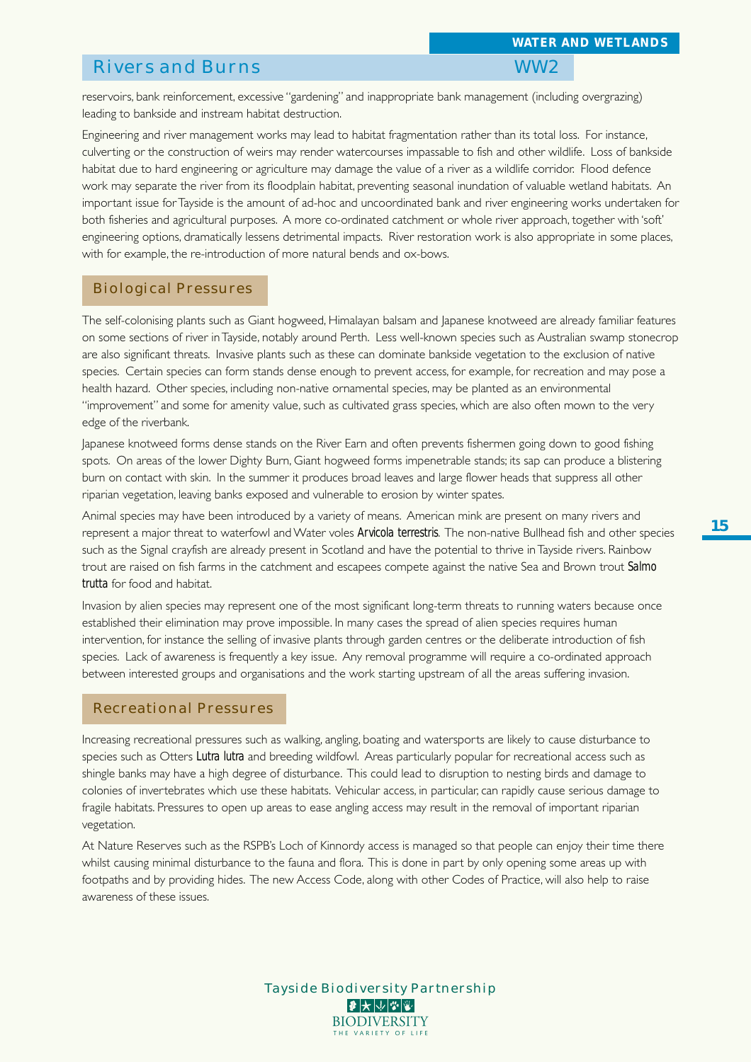## Rivers and Burns

reservoirs, bank reinforcement, excessive "gardening" and inappropriate bank management (including overgrazing) leading to bankside and instream habitat destruction.

Engineering and river management works may lead to habitat fragmentation rather than its total loss. For instance, culverting or the construction of weirs may render watercourses impassable to fish and other wildlife. Loss of bankside habitat due to hard engineering or agriculture may damage the value of a river as a wildlife corridor. Flood defence work may separate the river from its floodplain habitat, preventing seasonal inundation of valuable wetland habitats. An important issue for Tayside is the amount of ad-hoc and uncoordinated bank and river engineering works undertaken for both fisheries and agricultural purposes. A more co-ordinated catchment or whole river approach, together with 'soft' engineering options, dramatically lessens detrimental impacts. River restoration work is also appropriate in some places, with for example, the re-introduction of more natural bends and ox-bows.

### Biological Pressures

The self-colonising plants such as Giant hogweed, Himalayan balsam and Japanese knotweed are already familiar features on some sections of river in Tayside, notably around Perth. Less well-known species such as Australian swamp stonecrop are also significant threats. Invasive plants such as these can dominate bankside vegetation to the exclusion of native species. Certain species can form stands dense enough to prevent access, for example, for recreation and may pose a health hazard. Other species, including non-native ornamental species, may be planted as an environmental "improvement" and some for amenity value, such as cultivated grass species, which are also often mown to the very edge of the riverbank.

Japanese knotweed forms dense stands on the River Earn and often prevents fishermen going down to good fishing spots. On areas of the lower Dighty Burn, Giant hogweed forms impenetrable stands; its sap can produce a blistering burn on contact with skin. In the summer it produces broad leaves and large flower heads that suppress all other riparian vegetation, leaving banks exposed and vulnerable to erosion by winter spates.

Animal species may have been introduced by a variety of means. American mink are present on many rivers and represent a major threat to waterfowl and Water voles **Arvicola terrestris**. The non-native Bullhead fish and other species such as the Signal crayfish are already present in Scotland and have the potential to thrive in Tayside rivers. Rainbow trout are raised on fish farms in the catchment and escapees compete against the native Sea and Brown trout **Salmo trutta** for food and habitat.

Invasion by alien species may represent one of the most significant long-term threats to running waters because once established their elimination may prove impossible. In many cases the spread of alien species requires human intervention, for instance the selling of invasive plants through garden centres or the deliberate introduction of fish species. Lack of awareness is frequently a key issue. Any removal programme will require a co-ordinated approach between interested groups and organisations and the work starting upstream of all the areas suffering invasion.

### Recreational Pressures

Increasing recreational pressures such as walking, angling, boating and watersports are likely to cause disturbance to species such as Otters **Lutra lutra** and breeding wildfowl. Areas particularly popular for recreational access such as shingle banks may have a high degree of disturbance. This could lead to disruption to nesting birds and damage to colonies of invertebrates which use these habitats. Vehicular access, in particular, can rapidly cause serious damage to fragile habitats. Pressures to open up areas to ease angling access may result in the removal of important riparian vegetation.

At Nature Reserves such as the RSPB's Loch of Kinnordy access is managed so that people can enjoy their time there whilst causing minimal disturbance to the fauna and flora. This is done in part by only opening some areas up with footpaths and by providing hides. The new Access Code, along with other Codes of Practice, will also help to raise awareness of these issues.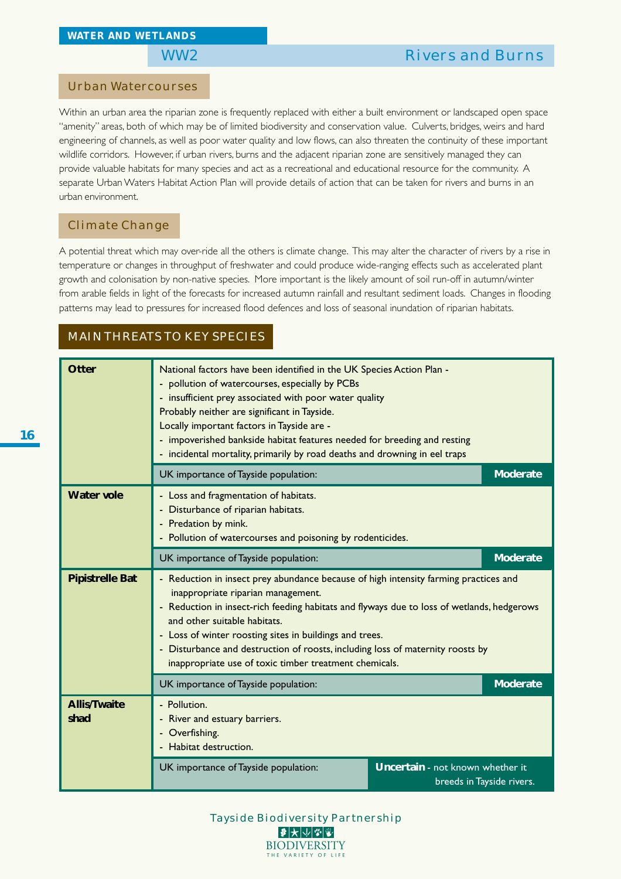## WATER AND WETLANDS

## WW2 Rivers and Burns

### Urban Watercourses

Within an urban area the riparian zone is frequently replaced with either a built environment or landscaped open space "amenity" areas, both of which may be of limited biodiversity and conservation value. Culverts, bridges, weirs and hard engineering of channels, as well as poor water quality and low flows, can also threaten the continuity of these important wildlife corridors. However, if urban rivers, burns and the adjacent riparian zone are sensitively managed they can provide valuable habitats for many species and act as a recreational and educational resource for the community. A separate Urban Waters Habitat Action Plan will provide details of action that can be taken for rivers and burns in an urban environment.

### Climate Change

A potential threat which may over-ride all the others is climate change. This may alter the character of rivers by a rise in temperature or changes in throughput of freshwater and could produce wide-ranging effects such as accelerated plant growth and colonisation by non-native species. More important is the likely amount of soil run-off in autumn/winter from arable fields in light of the forecasts for increased autumn rainfall and resultant sediment loads. Changes in flooding patterns may lead to pressures for increased flood defences and loss of seasonal inundation of riparian habitats.

### MAIN THREATS TO KEY SPECIES

| Species | Threats | |
|---|---|---|
| **Otter** | National factors have been identified in the UK Species Action Plan -<br>- pollution of watercourses, especially by PCBs<br>- insufficient prey associated with poor water quality<br>Probably neither are significant in Tayside.<br>Locally important factors in Tayside are -<br>- impoverished bankside habitat features needed for breeding and resting<br>- incidental mortality, primarily by road deaths and drowning in eel traps | |
| | UK importance of Tayside population: | **Moderate** |
| **Water vole** | - Loss and fragmentation of habitats.<br>- Disturbance of riparian habitats.<br>- Predation by mink.<br>- Pollution of watercourses and poisoning by rodenticides. | |
| | UK importance of Tayside population: | **Moderate** |
| **Pipistrelle Bat** | - Reduction in insect prey abundance because of high intensity farming practices and inappropriate riparian management.<br>- Reduction in insect-rich feeding habitats and flyways due to loss of wetlands, hedgerows and other suitable habitats.<br>- Loss of winter roosting sites in buildings and trees.<br>- Disturbance and destruction of roosts, including loss of maternity roosts by inappropriate use of toxic timber treatment chemicals. | |
| | UK importance of Tayside population: | **Moderate** |
| **Allis/Twaite shad** | - Pollution.<br>- River and estuary barriers.<br>- Overfishing.<br>- Habitat destruction. | |
| | UK importance of Tayside population: | **Uncertain** - not known whether it breeds in Tayside rivers. |

Tayside Biodiversity Partnership

BIODIVERSITY
THE VARIETY OF LIFE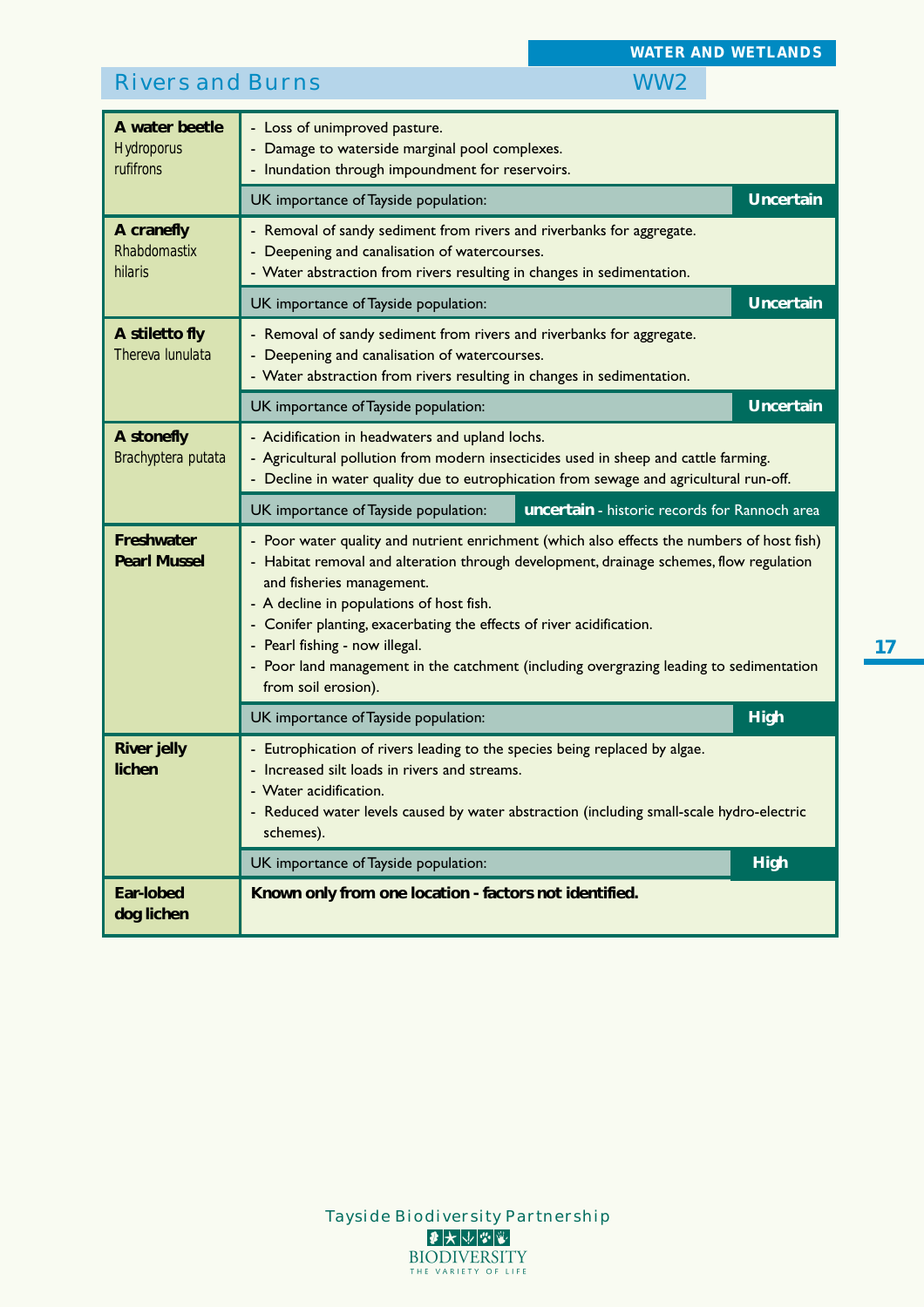WATER AND WETLANDS

## Rivers and Burns WW2

| Species | Factors | UK importance of Tayside population |
|---|---|---|
| **A water beetle** *Hydroporus rufifrons* | - Loss of unimproved pasture.<br>- Damage to waterside marginal pool complexes.<br>- Inundation through impoundment for reservoirs. | **Uncertain** |
| **A cranefly** *Rhabdomastix hilaris* | - Removal of sandy sediment from rivers and riverbanks for aggregate.<br>- Deepening and canalisation of watercourses.<br>- Water abstraction from rivers resulting in changes in sedimentation. | **Uncertain** |
| **A stiletto fly** *Thereva lunulata* | - Removal of sandy sediment from rivers and riverbanks for aggregate.<br>- Deepening and canalisation of watercourses.<br>- Water abstraction from rivers resulting in changes in sedimentation. | **Uncertain** |
| **A stonefly** *Brachyptera putata* | - Acidification in headwaters and upland lochs.<br>- Agricultural pollution from modern insecticides used in sheep and cattle farming.<br>- Decline in water quality due to eutrophication from sewage and agricultural run-off. | **uncertain** - historic records for Rannoch area |
| **Freshwater Pearl Mussel** | - Poor water quality and nutrient enrichment (which also effects the numbers of host fish)<br>- Habitat removal and alteration through development, drainage schemes, flow regulation and fisheries management.<br>- A decline in populations of host fish.<br>- Conifer planting, exacerbating the effects of river acidification.<br>- Pearl fishing - now illegal.<br>- Poor land management in the catchment (including overgrazing leading to sedimentation from soil erosion). | **High** |
| **River jelly lichen** | - Eutrophication of rivers leading to the species being replaced by algae.<br>- Increased silt loads in rivers and streams.<br>- Water acidification.<br>- Reduced water levels caused by water abstraction (including small-scale hydro-electric schemes). | **High** |
| **Ear-lobed dog lichen** | **Known only from one location - factors not identified.** | |

Tayside Biodiversity Partnership

BIODIVERSITY
THE VARIETY OF LIFE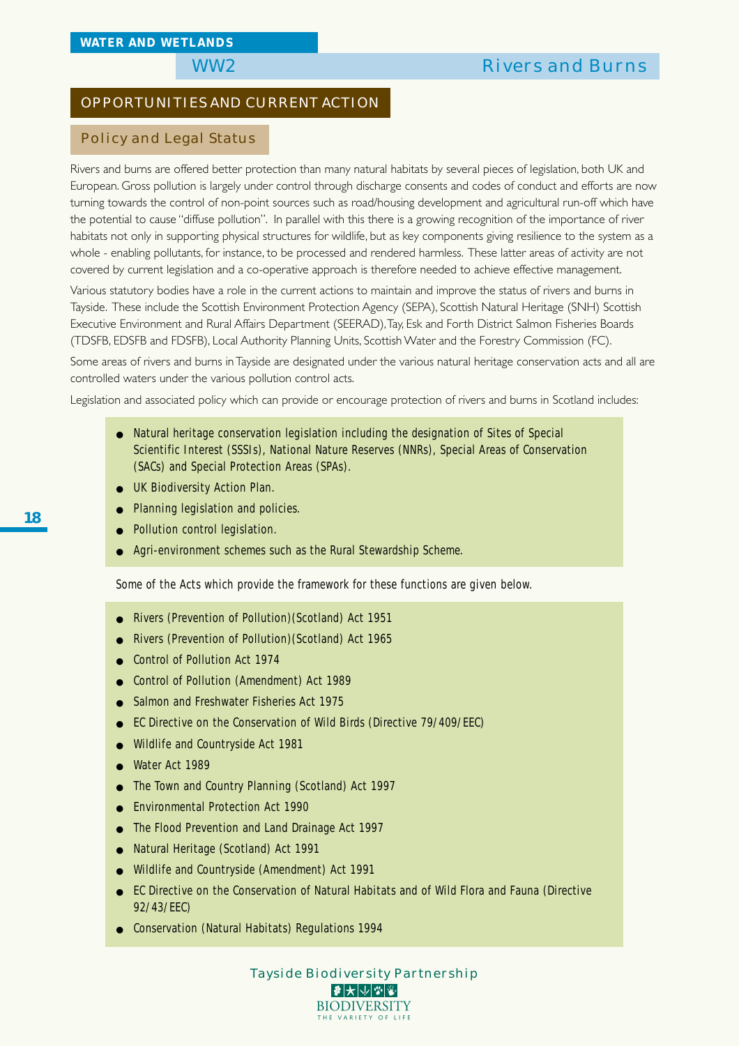## WW2 Rivers and Burns

## OPPORTUNITIES AND CURRENT ACTION

### Policy and Legal Status

Rivers and burns are offered better protection than many natural habitats by several pieces of legislation, both UK and European. Gross pollution is largely under control through discharge consents and codes of conduct and efforts are now turning towards the control of non-point sources such as road/housing development and agricultural run-off which have the potential to cause "diffuse pollution". In parallel with this there is a growing recognition of the importance of river habitats not only in supporting physical structures for wildlife, but as key components giving resilience to the system as a whole - enabling pollutants, for instance, to be processed and rendered harmless. These latter areas of activity are not covered by current legislation and a co-operative approach is therefore needed to achieve effective management.

Various statutory bodies have a role in the current actions to maintain and improve the status of rivers and burns in Tayside. These include the Scottish Environment Protection Agency (SEPA), Scottish Natural Heritage (SNH) Scottish Executive Environment and Rural Affairs Department (SEERAD), Tay, Esk and Forth District Salmon Fisheries Boards (TDSFB, EDSFB and FDSFB), Local Authority Planning Units, Scottish Water and the Forestry Commission (FC).

Some areas of rivers and burns in Tayside are designated under the various natural heritage conservation acts and all are controlled waters under the various pollution control acts.

Legislation and associated policy which can provide or encourage protection of rivers and burns in Scotland includes:

- Natural heritage conservation legislation including the designation of Sites of Special Scientific Interest (SSSIs), National Nature Reserves (NNRs), Special Areas of Conservation (SACs) and Special Protection Areas (SPAs).
- UK Biodiversity Action Plan.
- Planning legislation and policies.
- Pollution control legislation.
- Agri-environment schemes such as the Rural Stewardship Scheme.

Some of the Acts which provide the framework for these functions are given below.

- Rivers (Prevention of Pollution)(Scotland) Act 1951
- Rivers (Prevention of Pollution)(Scotland) Act 1965
- Control of Pollution Act 1974
- Control of Pollution (Amendment) Act 1989
- Salmon and Freshwater Fisheries Act 1975
- EC Directive on the Conservation of Wild Birds (Directive 79/409/EEC)
- Wildlife and Countryside Act 1981
- Water Act 1989
- The Town and Country Planning (Scotland) Act 1997
- Environmental Protection Act 1990
- The Flood Prevention and Land Drainage Act 1997
- Natural Heritage (Scotland) Act 1991
- Wildlife and Countryside (Amendment) Act 1991
- EC Directive on the Conservation of Natural Habitats and of Wild Flora and Fauna (Directive 92/43/EEC)
- Conservation (Natural Habitats) Regulations 1994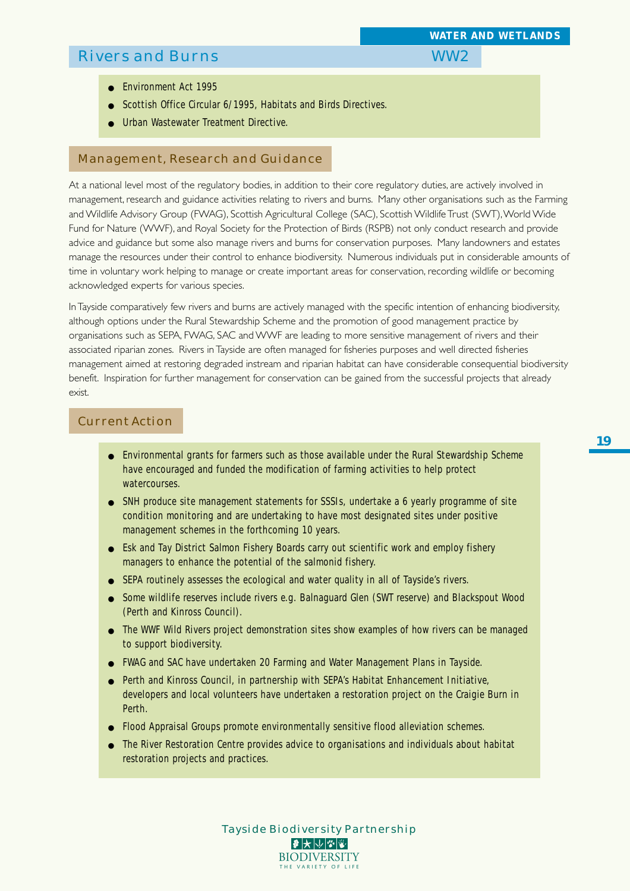## Rivers and Burns WW2

- Environment Act 1995
- Scottish Office Circular 6/1995, Habitats and Birds Directives.
- Urban Wastewater Treatment Directive.

### Management, Research and Guidance

At a national level most of the regulatory bodies, in addition to their core regulatory duties, are actively involved in management, research and guidance activities relating to rivers and burns. Many other organisations such as the Farming and Wildlife Advisory Group (FWAG), Scottish Agricultural College (SAC), Scottish Wildlife Trust (SWT), World Wide Fund for Nature (WWF), and Royal Society for the Protection of Birds (RSPB) not only conduct research and provide advice and guidance but some also manage rivers and burns for conservation purposes. Many landowners and estates manage the resources under their control to enhance biodiversity. Numerous individuals put in considerable amounts of time in voluntary work helping to manage or create important areas for conservation, recording wildlife or becoming acknowledged experts for various species.

In Tayside comparatively few rivers and burns are actively managed with the specific intention of enhancing biodiversity, although options under the Rural Stewardship Scheme and the promotion of good management practice by organisations such as SEPA, FWAG, SAC and WWF are leading to more sensitive management of rivers and their associated riparian zones. Rivers in Tayside are often managed for fisheries purposes and well directed fisheries management aimed at restoring degraded instream and riparian habitat can have considerable consequential biodiversity benefit. Inspiration for further management for conservation can be gained from the successful projects that already exist.

### Current Action

- Environmental grants for farmers such as those available under the Rural Stewardship Scheme have encouraged and funded the modification of farming activities to help protect watercourses.
- SNH produce site management statements for SSSIs, undertake a 6 yearly programme of site condition monitoring and are undertaking to have most designated sites under positive management schemes in the forthcoming 10 years.
- Esk and Tay District Salmon Fishery Boards carry out scientific work and employ fishery managers to enhance the potential of the salmonid fishery.
- SEPA routinely assesses the ecological and water quality in all of Tayside's rivers.
- Some wildlife reserves include rivers e.g. Balnaguard Glen (SWT reserve) and Blackspout Wood (Perth and Kinross Council).
- The WWF Wild Rivers project demonstration sites show examples of how rivers can be managed to support biodiversity.
- FWAG and SAC have undertaken 20 Farming and Water Management Plans in Tayside.
- Perth and Kinross Council, in partnership with SEPA's Habitat Enhancement Initiative, developers and local volunteers have undertaken a restoration project on the Craigie Burn in Perth.
- Flood Appraisal Groups promote environmentally sensitive flood alleviation schemes.
- The River Restoration Centre provides advice to organisations and individuals about habitat restoration projects and practices.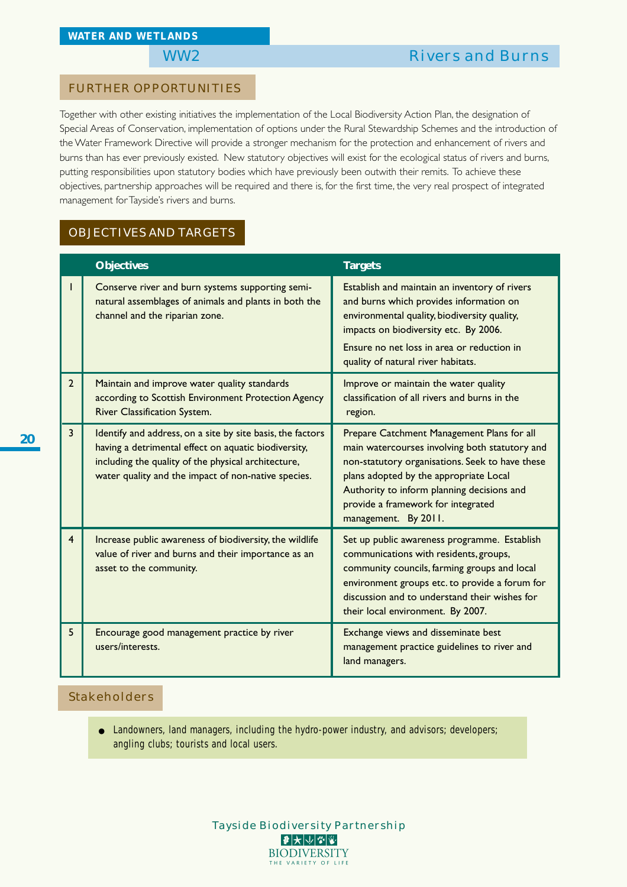WATER AND WETLANDS

# WW2 Rivers and Burns

## FURTHER OPPORTUNITIES

Together with other existing initiatives the implementation of the Local Biodiversity Action Plan, the designation of Special Areas of Conservation, implementation of options under the Rural Stewardship Schemes and the introduction of the Water Framework Directive will provide a stronger mechanism for the protection and enhancement of rivers and burns than has ever previously existed. New statutory objectives will exist for the ecological status of rivers and burns, putting responsibilities upon statutory bodies which have previously been outwith their remits. To achieve these objectives, partnership approaches will be required and there is, for the first time, the very real prospect of integrated management for Tayside's rivers and burns.

## OBJECTIVES AND TARGETS

| | Objectives | Targets |
|---|---|---|
| 1 | Conserve river and burn systems supporting semi-natural assemblages of animals and plants in both the channel and the riparian zone. | Establish and maintain an inventory of rivers and burns which provides information on environmental quality, biodiversity quality, impacts on biodiversity etc. By 2006.<br><br>Ensure no net loss in area or reduction in quality of natural river habitats. |
| 2 | Maintain and improve water quality standards according to Scottish Environment Protection Agency River Classification System. | Improve or maintain the water quality classification of all rivers and burns in the region. |
| 3 | Identify and address, on a site by site basis, the factors having a detrimental effect on aquatic biodiversity, including the quality of the physical architecture, water quality and the impact of non-native species. | Prepare Catchment Management Plans for all main watercourses involving both statutory and non-statutory organisations. Seek to have these plans adopted by the appropriate Local Authority to inform planning decisions and provide a framework for integrated management. By 2011. |
| 4 | Increase public awareness of biodiversity, the wildlife value of river and burns and their importance as an asset to the community. | Set up public awareness programme. Establish communications with residents, groups, community councils, farming groups and local environment groups etc. to provide a forum for discussion and to understand their wishes for their local environment. By 2007. |
| 5 | Encourage good management practice by river users/interests. | Exchange views and disseminate best management practice guidelines to river and land managers. |

## Stakeholders

- Landowners, land managers, including the hydro-power industry, and advisors; developers; angling clubs; tourists and local users.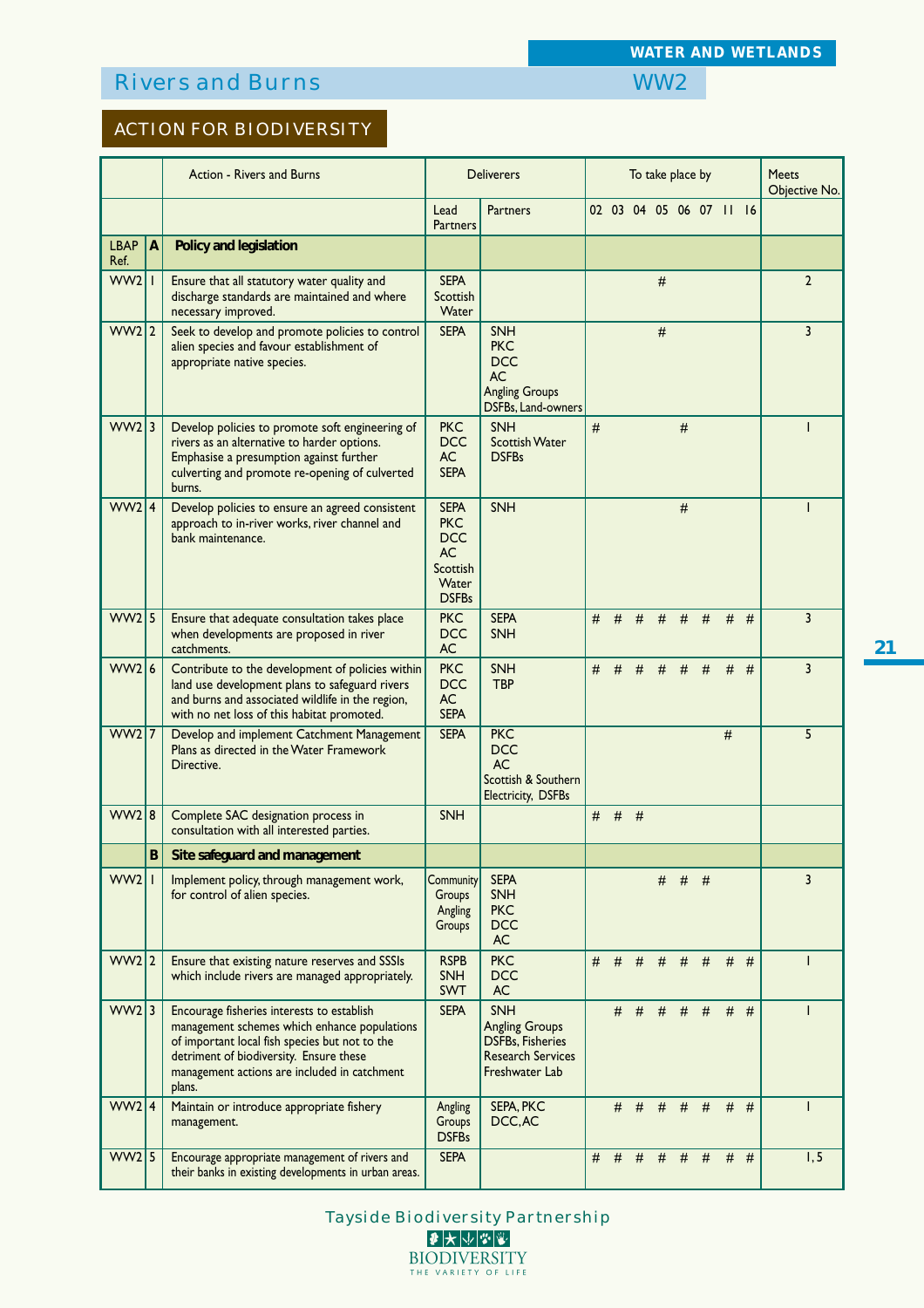**WATER AND WETLANDS**

# Rivers and Burns WW2

## ACTION FOR BIODIVERSITY

| | | Action - Rivers and Burns | Deliverers | | To take place by | | | | | | | | Meets Objective No. |
|---|---|---|---|---|---|---|---|---|---|---|---|---|---|
| | | | Lead Partners | Partners | 02 | 03 | 04 | 05 | 06 | 07 | 11 | 16 | |
| LBAP Ref. | **A** | **Policy and legislation** | | | | | | | | | | | |
| WW2 | 1 | Ensure that all statutory water quality and discharge standards are maintained and where necessary improved. | SEPA Scottish Water | | | | | # | | | | | 2 |
| WW2 | 2 | Seek to develop and promote policies to control alien species and favour establishment of appropriate native species. | SEPA | SNH PKC DCC AC Angling Groups DSFBs, Land-owners | | | | # | | | | | 3 |
| WW2 | 3 | Develop policies to promote soft engineering of rivers as an alternative to harder options. Emphasise a presumption against further culverting and promote re-opening of culverted burns. | PKC DCC AC SEPA | SNH Scottish Water DSFBs | # | | | | # | | | | 1 |
| WW2 | 4 | Develop policies to ensure an agreed consistent approach to in-river works, river channel and bank maintenance. | SEPA PKC DCC AC Scottish Water DSFBs | SNH | | | | | # | | | | 1 |
| WW2 | 5 | Ensure that adequate consultation takes place when developments are proposed in river catchments. | PKC DCC AC | SEPA SNH | # | # | # | # | # | # | # | # | 3 |
| WW2 | 6 | Contribute to the development of policies within land use development plans to safeguard rivers and burns and associated wildlife in the region, with no net loss of this habitat promoted. | PKC DCC AC SEPA | SNH TBP | # | # | # | # | # | # | # | # | 3 |
| WW2 | 7 | Develop and implement Catchment Management Plans as directed in the Water Framework Directive. | SEPA | PKC DCC AC Scottish & Southern Electricity, DSFBs | | | | | | | # | | 5 |
| WW2 | 8 | Complete SAC designation process in consultation with all interested parties. | SNH | | # | # | # | | | | | | |
| | **B** | **Site safeguard and management** | | | | | | | | | | | |
| WW2 | 1 | Implement policy, through management work, for control of alien species. | Community Groups Angling Groups | SEPA SNH PKC DCC AC | | | | # | # | # | | | 3 |
| WW2 | 2 | Ensure that existing nature reserves and SSSIs which include rivers are managed appropriately. | RSPB SNH SWT | PKC DCC AC | # | # | # | # | # | # | # | # | 1 |
| WW2 | 3 | Encourage fisheries interests to establish management schemes which enhance populations of important local fish species but not to the detriment of biodiversity. Ensure these management actions are included in catchment plans. | SEPA | SNH Angling Groups DSFBs, Fisheries Research Services Freshwater Lab | | # | # | # | # | # | # | # | 1 |
| WW2 | 4 | Maintain or introduce appropriate fishery management. | Angling Groups DSFBs | SEPA, PKC DCC, AC | | # | # | # | # | # | # | # | 1 |
| WW2 | 5 | Encourage appropriate management of rivers and their banks in existing developments in urban areas. | SEPA | | # | # | # | # | # | # | # | # | 1, 5 |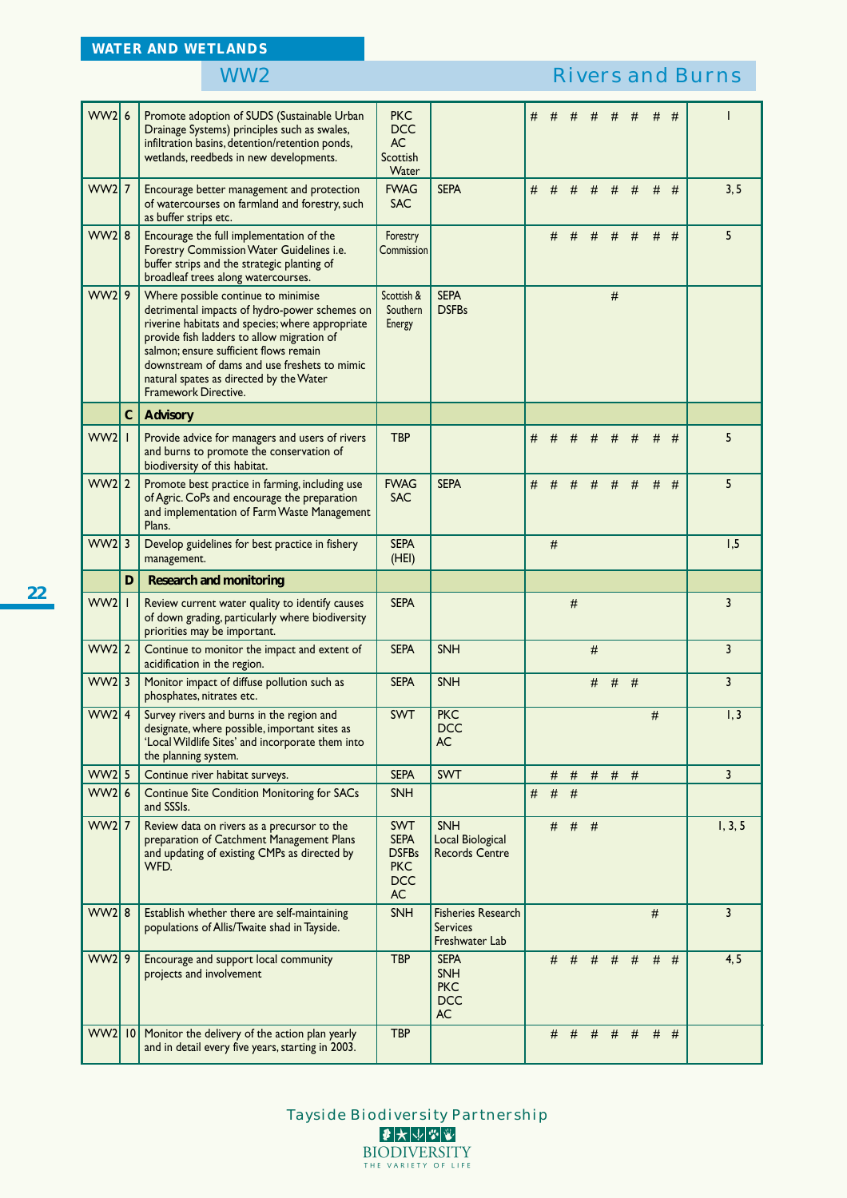## WATER AND WETLANDS

### WW2 Rivers and Burns

| | | | | | | | | | | | | | |
|---|---|---|---|---|---|---|---|---|---|---|---|---|---|
| WW2 | 6 | Promote adoption of SUDS (Sustainable Urban Drainage Systems) principles such as swales, infiltration basins, detention/retention ponds, wetlands, reedbeds in new developments. | PKC DCC AC Scottish Water | | # | # | # | # | # | # | # | # | 1 |
| WW2 | 7 | Encourage better management and protection of watercourses on farmland and forestry, such as buffer strips etc. | FWAG SAC | SEPA | # | # | # | # | # | # | # | # | 3, 5 |
| WW2 | 8 | Encourage the full implementation of the Forestry Commission Water Guidelines i.e. buffer strips and the strategic planting of broadleaf trees along watercourses. | Forestry Commission | | | # | # | # | # | # | # | # | 5 |
| WW2 | 9 | Where possible continue to minimise detrimental impacts of hydro-power schemes on riverine habitats and species; where appropriate provide fish ladders to allow migration of salmon; ensure sufficient flows remain downstream of dams and use freshets to mimic natural spates as directed by the Water Framework Directive. | Scottish & Southern Energy | SEPA DSFBs | | | | | # | | | | |
| | **C** | **Advisory** | | | | | | | | | | | |
| WW2 | 1 | Provide advice for managers and users of rivers and burns to promote the conservation of biodiversity of this habitat. | TBP | | # | # | # | # | # | # | # | # | 5 |
| WW2 | 2 | Promote best practice in farming, including use of Agric. CoPs and encourage the preparation and implementation of Farm Waste Management Plans. | FWAG SAC | SEPA | # | # | # | # | # | # | # | # | 5 |
| WW2 | 3 | Develop guidelines for best practice in fishery management. | SEPA (HEI) | | | # | | | | | | | 1,5 |
| | **D** | **Research and monitoring** | | | | | | | | | | | |
| WW2 | 1 | Review current water quality to identify causes of down grading, particularly where biodiversity priorities may be important. | SEPA | | | | # | | | | | | 3 |
| WW2 | 2 | Continue to monitor the impact and extent of acidification in the region. | SEPA | SNH | | | | # | | | | | 3 |
| WW2 | 3 | Monitor impact of diffuse pollution such as phosphates, nitrates etc. | SEPA | SNH | | | | # | # | # | | | 3 |
| WW2 | 4 | Survey rivers and burns in the region and designate, where possible, important sites as 'Local Wildlife Sites' and incorporate them into the planning system. | SWT | PKC DCC AC | | | | | | | # | | 1, 3 |
| WW2 | 5 | Continue river habitat surveys. | SEPA | SWT | | # | # | # | # | # | | | 3 |
| WW2 | 6 | Continue Site Condition Monitoring for SACs and SSSIs. | SNH | | # | # | # | | | | | | |
| WW2 | 7 | Review data on rivers as a precursor to the preparation of Catchment Management Plans and updating of existing CMPs as directed by WFD. | SWT SEPA DSFBs PKC DCC AC | SNH Local Biological Records Centre | | # | # | # | | | | | 1, 3, 5 |
| WW2 | 8 | Establish whether there are self-maintaining populations of Allis/Twaite shad in Tayside. | SNH | Fisheries Research Services Freshwater Lab | | | | | | | # | | 3 |
| WW2 | 9 | Encourage and support local community projects and involvement | TBP | SEPA SNH PKC DCC AC | | # | # | # | # | # | # | # | 4, 5 |
| WW2 | 10 | Monitor the delivery of the action plan yearly and in detail every five years, starting in 2003. | TBP | | | # | # | # | # | # | # | # | |

Tayside Biodiversity Partnership

BIODIVERSITY
THE VARIETY OF LIFE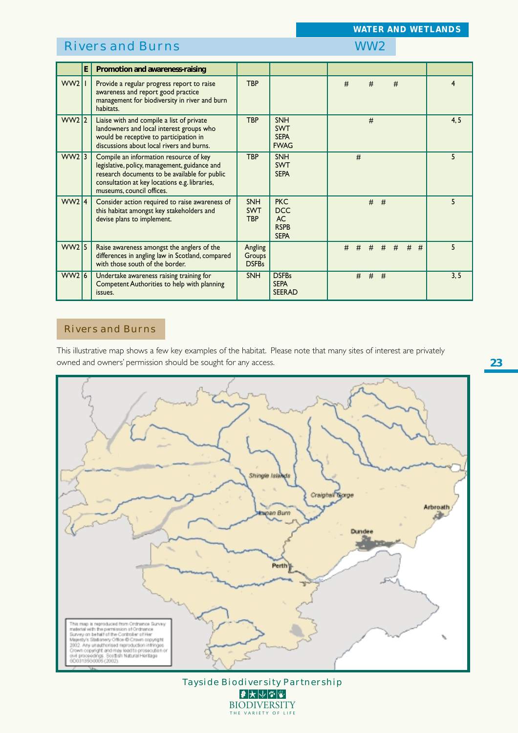## Rivers and Burns — WW2

| | E | Promotion and awareness-raising | | | | |
|---|---|---|---|---|---|---|
| WW2 | 1 | Provide a regular progress report to raise awareness and report good practice management for biodiversity in river and burn habitats. | TBP | | # # # | 4 |
| WW2 | 2 | Liaise with and compile a list of private landowners and local interest groups who would be receptive to participation in discussions about local rivers and burns. | TBP | SNH<br>SWT<br>SEPA<br>FWAG | # | 4, 5 |
| WW2 | 3 | Compile an information resource of key legislative, policy, management, guidance and research documents to be available for public consultation at key locations e.g. libraries, museums, council offices. | TBP | SNH<br>SWT<br>SEPA | # | 5 |
| WW2 | 4 | Consider action required to raise awareness of this habitat amongst key stakeholders and devise plans to implement. | SNH<br>SWT<br>TBP | PKC<br>DCC<br>AC<br>RSPB<br>SEPA | # # | 5 |
| WW2 | 5 | Raise awareness amongst the anglers of the differences in angling law in Scotland, compared with those south of the border. | Angling Groups<br>DSFBs | | # # # # # # # | 5 |
| WW2 | 6 | Undertake awareness raising training for Competent Authorities to help with planning issues. | SNH | DSFBs<br>SEPA<br>SEERAD | # # # | 3, 5 |

## Rivers and Burns

This illustrative map shows a few key examples of the habitat. Please note that many sites of interest are privately owned and owners' permission should be sought for any access.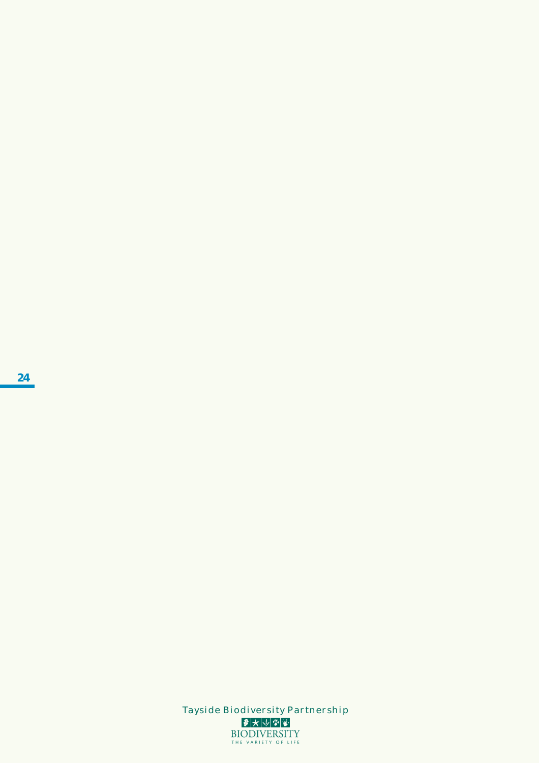Tayside Biodiversity Partnership

BIODIVERSITY

THE VARIETY OF LIFE